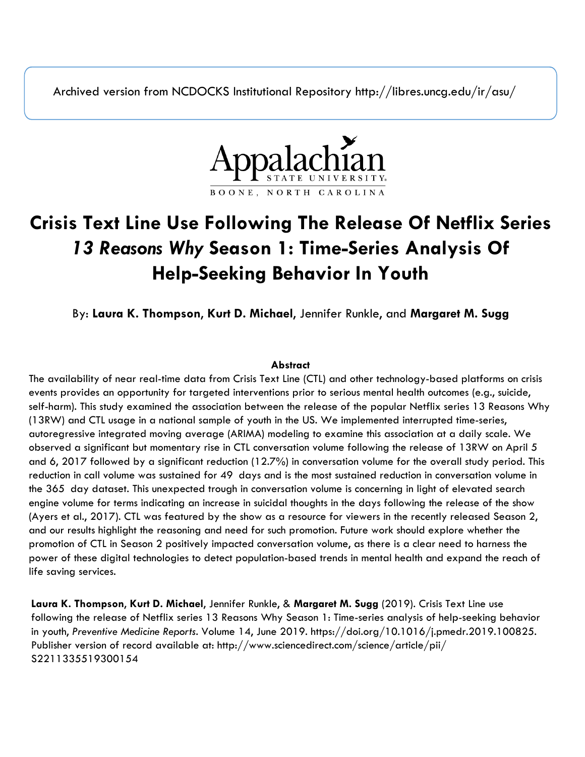Archived version from NCDOCKS Institutional Repository http://libres.uncg.edu/ir/asu/

Appalachian State University
BOONE, NORTH CAROLINA

# Crisis Text Line Use Following The Release Of Netflix Series *13 Reasons Why* Season 1: Time-Series Analysis Of Help-Seeking Behavior In Youth

By: **Laura K. Thompson, Kurt D. Michael,** Jennifer Runkle, and **Margaret M. Sugg**

**Abstract**

The availability of near real-time data from Crisis Text Line (CTL) and other technology-based platforms on crisis events provides an opportunity for targeted interventions prior to serious mental health outcomes (e.g., suicide, self-harm). This study examined the association between the release of the popular Netflix series 13 Reasons Why (13RW) and CTL usage in a national sample of youth in the US. We implemented interrupted time-series, autoregressive integrated moving average (ARIMA) modeling to examine this association at a daily scale. We observed a significant but momentary rise in CTL conversation volume following the release of 13RW on April 5 and 6, 2017 followed by a significant reduction (12.7%) in conversation volume for the overall study period. This reduction in call volume was sustained for 49 days and is the most sustained reduction in conversation volume in the 365 day dataset. This unexpected trough in conversation volume is concerning in light of elevated search engine volume for terms indicating an increase in suicidal thoughts in the days following the release of the show (Ayers et al., 2017). CTL was featured by the show as a resource for viewers in the recently released Season 2, and our results highlight the reasoning and need for such promotion. Future work should explore whether the promotion of CTL in Season 2 positively impacted conversation volume, as there is a clear need to harness the power of these digital technologies to detect population-based trends in mental health and expand the reach of life saving services.

**Laura K. Thompson, Kurt D. Michael,** Jennifer Runkle, & **Margaret M. Sugg** (2019). Crisis Text Line use following the release of Netflix series 13 Reasons Why Season 1: Time-series analysis of help-seeking behavior in youth, *Preventive Medicine Reports*. Volume 14, June 2019. https://doi.org/10.1016/j.pmedr.2019.100825. Publisher version of record available at: http://www.sciencedirect.com/science/article/pii/S2211335519300154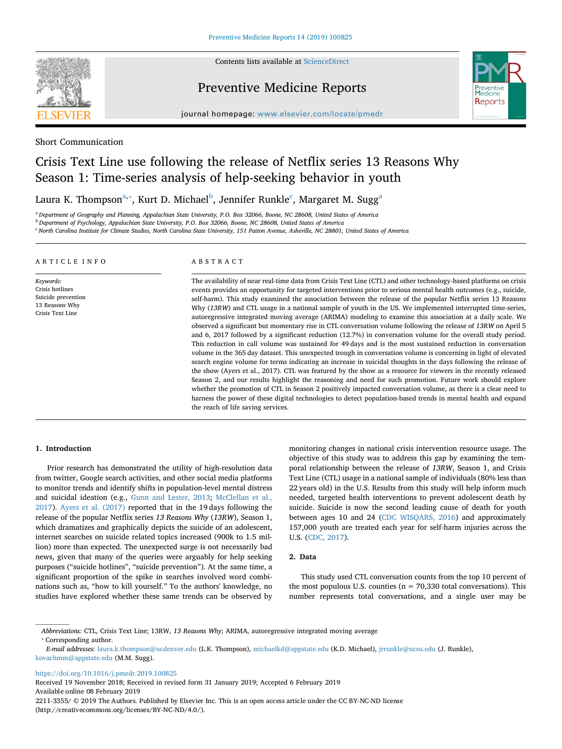Short Communication

# Crisis Text Line use following the release of Netflix series 13 Reasons Why Season 1: Time-series analysis of help-seeking behavior in youth

Laura K. Thompson[a,*], Kurt D. Michael[b], Jennifer Runkle[c], Margaret M. Sugg[a]

[a] Department of Geography and Planning, Appalachian State University, P.O. Box 32066, Boone, NC 28608, United States of America

[b] Department of Psychology, Appalachian State University, P.O. Box 32066, Boone, NC 28608, United States of America

[c] North Carolina Institute for Climate Studies, North Carolina State University, 151 Patton Avenue, Asheville, NC 28801, United States of America

## ARTICLE INFO

*Keywords:*
Crisis hotlines
Suicide prevention
13 Reasons Why
Crisis Text Line

## ABSTRACT

The availability of near real-time data from Crisis Text Line (CTL) and other technology-based platforms on crisis events provides an opportunity for targeted interventions prior to serious mental health outcomes (e.g., suicide, self-harm). This study examined the association between the release of the popular Netflix series 13 Reasons Why (*13RW*) and CTL usage in a national sample of youth in the US. We implemented interrupted time-series, autoregressive integrated moving average (ARIMA) modeling to examine this association at a daily scale. We observed a significant but momentary rise in CTL conversation volume following the release of *13RW* on April 5 and 6, 2017 followed by a significant reduction (12.7%) in conversation volume for the overall study period. This reduction in call volume was sustained for 49 days and is the most sustained reduction in conversation volume in the 365 day dataset. This unexpected trough in conversation volume is concerning in light of elevated search engine volume for terms indicating an increase in suicidal thoughts in the days following the release of the show (Ayers et al., 2017). CTL was featured by the show as a resource for viewers in the recently released Season 2, and our results highlight the reasoning and need for such promotion. Future work should explore whether the promotion of CTL in Season 2 positively impacted conversation volume, as there is a clear need to harness the power of these digital technologies to detect population-based trends in mental health and expand the reach of life saving services.

## 1. Introduction

Prior research has demonstrated the utility of high-resolution data from twitter, Google search activities, and other social media platforms to monitor trends and identify shifts in population-level mental distress and suicidal ideation (e.g., Gunn and Lester, 2013; McClellan et al., 2017). Ayers et al. (2017) reported that in the 19 days following the release of the popular Netflix series *13 Reasons Why* (*13RW*), Season 1, which dramatizes and graphically depicts the suicide of an adolescent, internet searches on suicide related topics increased (900k to 1.5 million) more than expected. The unexpected surge is not necessarily bad news, given that many of the queries were arguably for help seeking purposes ("suicide hotlines", "suicide prevention"). At the same time, a significant proportion of the spike in searches involved word combinations such as, "how to kill yourself." To the authors' knowledge, no studies have explored whether these same trends can be observed by monitoring changes in national crisis intervention resource usage. The objective of this study was to address this gap by examining the temporal relationship between the release of *13RW*, Season 1, and Crisis Text Line (CTL) usage in a national sample of individuals (80% less than 22 years old) in the U.S. Results from this study will help inform much needed, targeted health interventions to prevent adolescent death by suicide. Suicide is now the second leading cause of death for youth between ages 10 and 24 (CDC WISQARS, 2016) and approximately 157,000 youth are treated each year for self-harm injuries across the U.S. (CDC, 2017).

## 2. Data

This study used CTL conversation counts from the top 10 percent of the most populous U.S. counties (n = 70,330 total conversations). This number represents total conversations, and a single user may be

*Abbreviations:* CTL, Crisis Text Line; 13RW, *13 Reasons Why*; ARIMA, autoregressive integrated moving average

* Corresponding author.

*E-mail addresses:* laura.k.thompson@ucdenver.edu (L.K. Thompson), michaelkd@appstate.edu (K.D. Michael), jrrunkle@ncsu.edu (J. Runkle), kovachmm@appstate.edu (M.M. Sugg).

https://doi.org/10.1016/j.pmedr.2019.100825

Received 19 November 2018; Received in revised form 31 January 2019; Accepted 6 February 2019

Available online 08 February 2019

2211-3355/ © 2019 The Authors. Published by Elsevier Inc. This is an open access article under the CC BY-NC-ND license (http://creativecommons.org/licenses/BY-NC-ND/4.0/).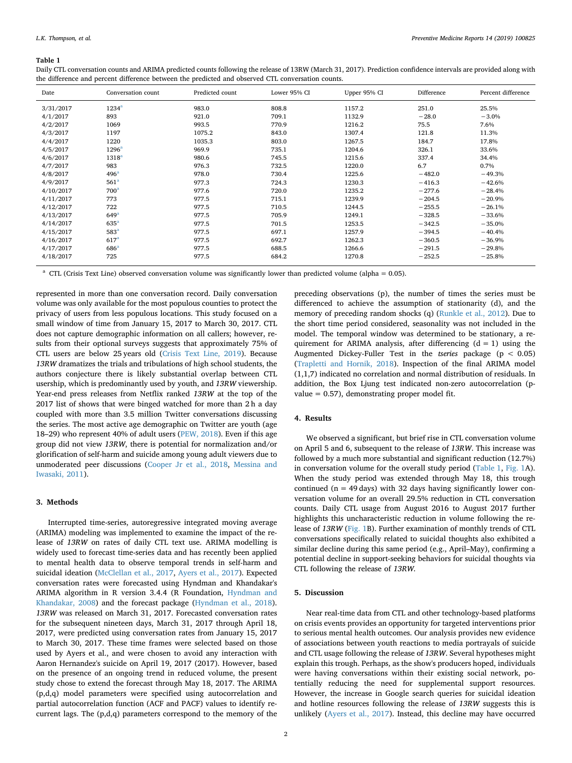**Table 1**
Daily CTL conversation counts and ARIMA predicted counts following the release of 13RW (March 31, 2017). Prediction confidence intervals are provided along with the difference and percent difference between the predicted and observed CTL conversation counts.

| Date | Conversation count | Predicted count | Lower 95% CI | Upper 95% CI | Difference | Percent difference |
|---|---|---|---|---|---|---|
| 3/31/2017 | 1234[a] | 983.0 | 808.8 | 1157.2 | 251.0 | 25.5% |
| 4/1/2017 | 893 | 921.0 | 709.1 | 1132.9 | −28.0 | −3.0% |
| 4/2/2017 | 1069 | 993.5 | 770.9 | 1216.2 | 75.5 | 7.6% |
| 4/3/2017 | 1197 | 1075.2 | 843.0 | 1307.4 | 121.8 | 11.3% |
| 4/4/2017 | 1220 | 1035.3 | 803.0 | 1267.5 | 184.7 | 17.8% |
| 4/5/2017 | 1296[a] | 969.9 | 735.1 | 1204.6 | 326.1 | 33.6% |
| 4/6/2017 | 1318[a] | 980.6 | 745.5 | 1215.6 | 337.4 | 34.4% |
| 4/7/2017 | 983 | 976.3 | 732.5 | 1220.0 | 6.7 | 0.7% |
| 4/8/2017 | 496[a] | 978.0 | 730.4 | 1225.6 | −482.0 | −49.3% |
| 4/9/2017 | 561[a] | 977.3 | 724.3 | 1230.3 | −416.3 | −42.6% |
| 4/10/2017 | 700[a] | 977.6 | 720.0 | 1235.2 | −277.6 | −28.4% |
| 4/11/2017 | 773 | 977.5 | 715.1 | 1239.9 | −204.5 | −20.9% |
| 4/12/2017 | 722 | 977.5 | 710.5 | 1244.5 | −255.5 | −26.1% |
| 4/13/2017 | 649[a] | 977.5 | 705.9 | 1249.1 | −328.5 | −33.6% |
| 4/14/2017 | 635[a] | 977.5 | 701.5 | 1253.5 | −342.5 | −35.0% |
| 4/15/2017 | 583[a] | 977.5 | 697.1 | 1257.9 | −394.5 | −40.4% |
| 4/16/2017 | 617[a] | 977.5 | 692.7 | 1262.3 | −360.5 | −36.9% |
| 4/17/2017 | 686[a] | 977.5 | 688.5 | 1266.6 | −291.5 | −29.8% |
| 4/18/2017 | 725 | 977.5 | 684.2 | 1270.8 | −252.5 | −25.8% |

[a] CTL (Crisis Text Line) observed conversation volume was significantly lower than predicted volume (alpha = 0.05).

represented in more than one conversation record. Daily conversation volume was only available for the most populous counties to protect the privacy of users from less populous locations. This study focused on a small window of time from January 15, 2017 to March 30, 2017. CTL does not capture demographic information on all callers; however, results from their optional surveys suggests that approximately 75% of CTL users are below 25 years old (Crisis Text Line, 2019). Because *13RW* dramatizes the trials and tribulations of high school students, the authors conjecture there is likely substantial overlap between CTL usership, which is predominantly used by youth, and *13RW* viewership. Year-end press releases from Netflix ranked *13RW* at the top of the 2017 list of shows that were binged watched for more than 2 h a day coupled with more than 3.5 million Twitter conversations discussing the series. The most active age demographic on Twitter are youth (age 18–29) who represent 40% of adult users (PEW, 2018). Even if this age group did not view *13RW*, there is potential for normalization and/or glorification of self-harm and suicide among young adult viewers due to unmoderated peer discussions (Cooper Jr et al., 2018, Messina and Iwasaki, 2011).

## 3. Methods

Interrupted time-series, autoregressive integrated moving average (ARIMA) modeling was implemented to examine the impact of the release of *13RW* on rates of daily CTL text use. ARIMA modelling is widely used to forecast time-series data and has recently been applied to mental health data to observe temporal trends in self-harm and suicidal ideation (McClellan et al., 2017, Ayers et al., 2017). Expected conversation rates were forecasted using Hyndman and Khandakar's ARIMA algorithm in R version 3.4.4 (R Foundation, Hyndman and Khandakar, 2008) and the forecast package (Hyndman et al., 2018). *13RW* was released on March 31, 2017. Forecasted conversation rates for the subsequent nineteen days, March 31, 2017 through April 18, 2017, were predicted using conversation rates from January 15, 2017 to March 30, 2017. These time frames were selected based on those used by Ayers et al., and were chosen to avoid any interaction with Aaron Hernandez's suicide on April 19, 2017 (2017). However, based on the presence of an ongoing trend in reduced volume, the present study chose to extend the forecast through May 18, 2017. The ARIMA (p,d,q) model parameters were specified using autocorrelation and partial autocorrelation function (ACF and PACF) values to identify recurrent lags. The (p,d,q) parameters correspond to the memory of the preceding observations (p), the number of times the series must be differenced to achieve the assumption of stationarity (d), and the memory of preceding random shocks (q) (Runkle et al., 2012). Due to the short time period considered, seasonality was not included in the model. The temporal window was determined to be stationary, a requirement for ARIMA analysis, after differencing ($d = 1$) using the Augmented Dickey-Fuller Test in the *tseries* package ($p < 0.05$) (Trapletti and Hornik, 2018). Inspection of the final ARIMA model (1,1,7) indicated no correlation and normal distribution of residuals. In addition, the Box Ljung test indicated non-zero autocorrelation (p-value = 0.57), demonstrating proper model fit.

## 4. Results

We observed a significant, but brief rise in CTL conversation volume on April 5 and 6, subsequent to the release of *13RW*. This increase was followed by a much more substantial and significant reduction (12.7%) in conversation volume for the overall study period (Table 1, Fig. 1A). When the study period was extended through May 18, this trough continued ($n = 49$ days) with 32 days having significantly lower conversation volume for an overall 29.5% reduction in CTL conversation counts. Daily CTL usage from August 2016 to August 2017 further highlights this uncharacteristic reduction in volume following the release of *13RW* (Fig. 1B). Further examination of monthly trends of CTL conversations specifically related to suicidal thoughts also exhibited a similar decline during this same period (e.g., April–May), confirming a potential decline in support-seeking behaviors for suicidal thoughts via CTL following the release of *13RW*.

## 5. Discussion

Near real-time data from CTL and other technology-based platforms on crisis events provides an opportunity for targeted interventions prior to serious mental health outcomes. Our analysis provides new evidence of associations between youth reactions to media portrayals of suicide and CTL usage following the release of *13RW*. Several hypotheses might explain this trough. Perhaps, as the show's producers hoped, individuals were having conversations within their existing social network, potentially reducing the need for supplemental support resources. However, the increase in Google search queries for suicidal ideation and hotline resources following the release of *13RW* suggests this is unlikely (Ayers et al., 2017). Instead, this decline may have occurred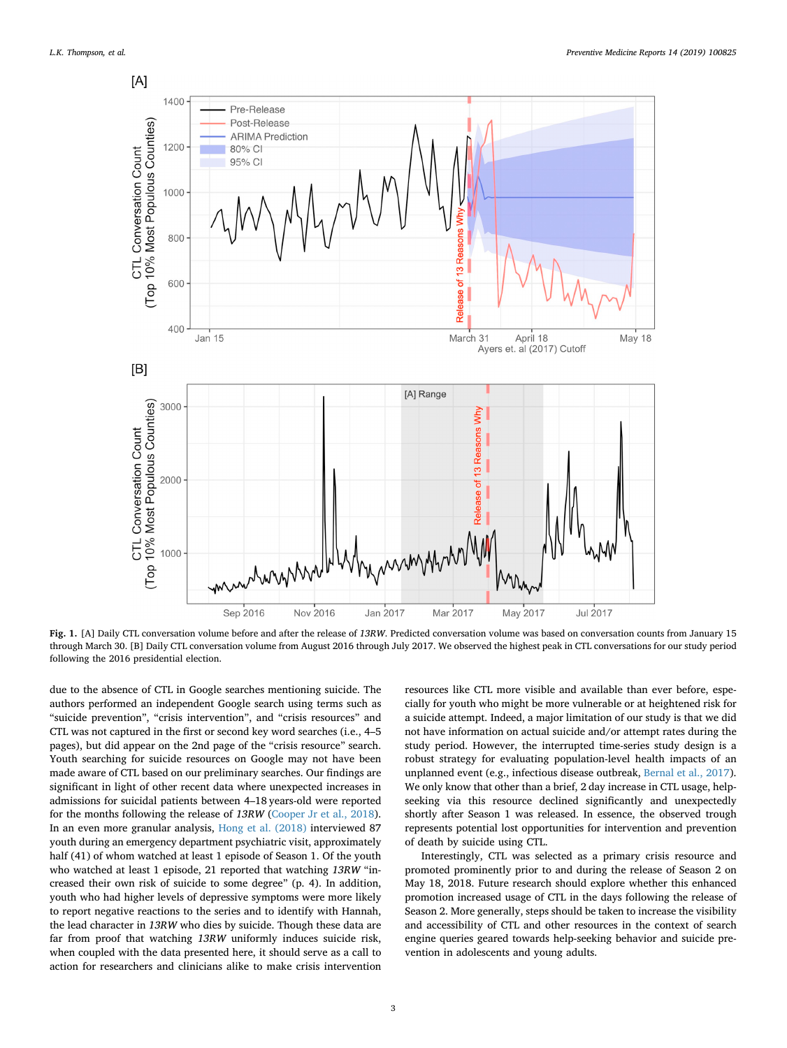Fig. 1. [A] Daily CTL conversation volume before and after the release of *13RW*. Predicted conversation volume was based on conversation counts from January 15 through March 30. [B] Daily CTL conversation volume from August 2016 through July 2017. We observed the highest peak in CTL conversations for our study period following the 2016 presidential election.

due to the absence of CTL in Google searches mentioning suicide. The authors performed an independent Google search using terms such as "suicide prevention", "crisis intervention", and "crisis resources" and CTL was not captured in the first or second key word searches (i.e., 4–5 pages), but did appear on the 2nd page of the "crisis resource" search. Youth searching for suicide resources on Google may not have been made aware of CTL based on our preliminary searches. Our findings are significant in light of other recent data where unexpected increases in admissions for suicidal patients between 4–18 years-old were reported for the months following the release of *13RW* (Cooper Jr et al., 2018). In an even more granular analysis, Hong et al. (2018) interviewed 87 youth during an emergency department psychiatric visit, approximately half (41) of whom watched at least 1 episode of Season 1. Of the youth who watched at least 1 episode, 21 reported that watching *13RW* "increased their own risk of suicide to some degree" (p. 4). In addition, youth who had higher levels of depressive symptoms were more likely to report negative reactions to the series and to identify with Hannah, the lead character in *13RW* who dies by suicide. Though these data are far from proof that watching *13RW* uniformly induces suicide risk, when coupled with the data presented here, it should serve as a call to action for researchers and clinicians alike to make crisis intervention resources like CTL more visible and available than ever before, especially for youth who might be more vulnerable or at heightened risk for a suicide attempt. Indeed, a major limitation of our study is that we did not have information on actual suicide and/or attempt rates during the study period. However, the interrupted time-series study design is a robust strategy for evaluating population-level health impacts of an unplanned event (e.g., infectious disease outbreak, Bernal et al., 2017). We only know that other than a brief, 2 day increase in CTL usage, help-seeking via this resource declined significantly and unexpectedly shortly after Season 1 was released. In essence, the observed trough represents potential lost opportunities for intervention and prevention of death by suicide using CTL.

Interestingly, CTL was selected as a primary crisis resource and promoted prominently prior to and during the release of Season 2 on May 18, 2018. Future research should explore whether this enhanced promotion increased usage of CTL in the days following the release of Season 2. More generally, steps should be taken to increase the visibility and accessibility of CTL and other resources in the context of search engine queries geared towards help-seeking behavior and suicide prevention in adolescents and young adults.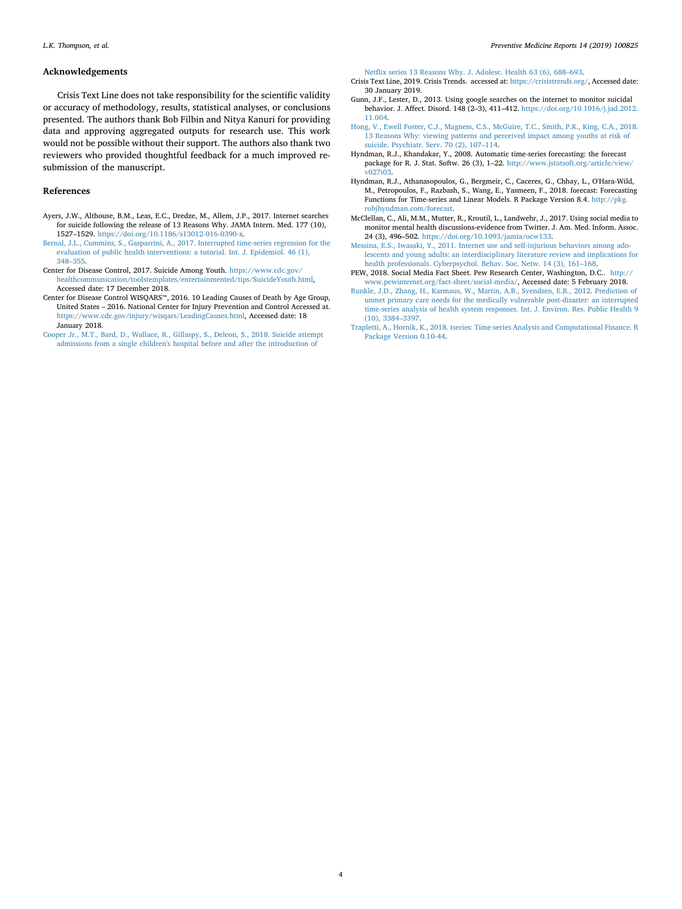## Acknowledgements

Crisis Text Line does not take responsibility for the scientific validity or accuracy of methodology, results, statistical analyses, or conclusions presented. The authors thank Bob Filbin and Nitya Kanuri for providing data and approving aggregated outputs for research use. This work would not be possible without their support. The authors also thank two reviewers who provided thoughtful feedback for a much improved re-submission of the manuscript.

## References

Ayers, J.W., Althouse, B.M., Leas, E.C., Dredze, M., Allem, J.P., 2017. Internet searches for suicide following the release of 13 Reasons Why. JAMA Intern. Med. 177 (10), 1527–1529. https://doi.org/10.1186/s13012-016-0390-x.

Bernal, J.L., Cummins, S., Gasparrini, A., 2017. Interrupted time-series regression for the evaluation of public health interventions: a tutorial. Int. J. Epidemiol. 46 (1), 348–355.

Center for Disease Control, 2017. Suicide Among Youth. https://www.cdc.gov/healthcommunication/toolstemplates/entertainmented/tips/SuicideYouth.html, Accessed date: 17 December 2018.

Center for Disease Control WISQARS™, 2016. 10 Leading Causes of Death by Age Group, United States – 2016. National Center for Injury Prevention and Control Accessed at. https://www.cdc.gov/injury/wisqars/LeadingCauses.html, Accessed date: 18 January 2018.

Cooper Jr., M.T., Bard, D., Wallace, R., Gillaspy, S., Deleon, S., 2018. Suicide attempt admissions from a single children's hospital before and after the introduction of Netflix series 13 Reasons Why. J. Adolesc. Health 63 (6), 688–693.

Crisis Text Line, 2019. Crisis Trends. accessed at: https://crisistrends.org/, Accessed date: 30 January 2019.

Gunn, J.F., Lester, D., 2013. Using google searches on the internet to monitor suicidal behavior. J. Affect. Disord. 148 (2–3), 411–412. https://doi.org/10.1016/j.jad.2012.11.004.

Hong, V., Ewell Foster, C.J., Magness, C.S., McGuire, T.C., Smith, P.K., King, C.A., 2018. 13 Reasons Why: viewing patterns and perceived impact among youths at risk of suicide. Psychiatr. Serv. 70 (2), 107–114.

Hyndman, R.J., Khandakar, Y., 2008. Automatic time-series forecasting: the forecast package for R. J. Stat. Softw. 26 (3), 1–22. http://www.jstatsoft.org/article/view/v027i03.

Hyndman, R.J., Athanasopoulos, G., Bergmeir, C., Caceres, G., Chhay, L., O'Hara-Wild, M., Petropoulos, F., Razbash, S., Wang, E., Yasmeen, F., 2018. forecast: Forecasting Functions for Time-series and Linear Models. R Package Version 8.4. http://pkg.robjhyndman.com/forecast.

McClellan, C., Ali, M.M., Mutter, R., Kroutil, L., Landwehr, J., 2017. Using social media to monitor mental health discussions-evidence from Twitter. J. Am. Med. Inform. Assoc. 24 (3), 496–502. https://doi.org/10.1093/jamia/ocw133.

Messina, E.S., Iwasaki, Y., 2011. Internet use and self-injurious behaviors among adolescents and young adults: an interdisciplinary literature review and implications for health professionals. Cyberpsychol. Behav. Soc. Netw. 14 (3), 161–168.

PEW, 2018. Social Media Fact Sheet. Pew Research Center, Washington, D.C.. http://www.pewinternet.org/fact-sheet/social-media/, Accessed date: 5 February 2018.

Runkle, J.D., Zhang, H., Karmaus, W., Martin, A.B., Svendsen, E.R., 2012. Prediction of unmet primary care needs for the medically vulnerable post-disaster: an interrupted time-series analysis of health system responses. Int. J. Environ. Res. Public Health 9 (10), 3384–3397.

Trapletti, A., Hornik, K., 2018. tseries: Time-series Analysis and Computational Finance. R Package Version 0.10-44.